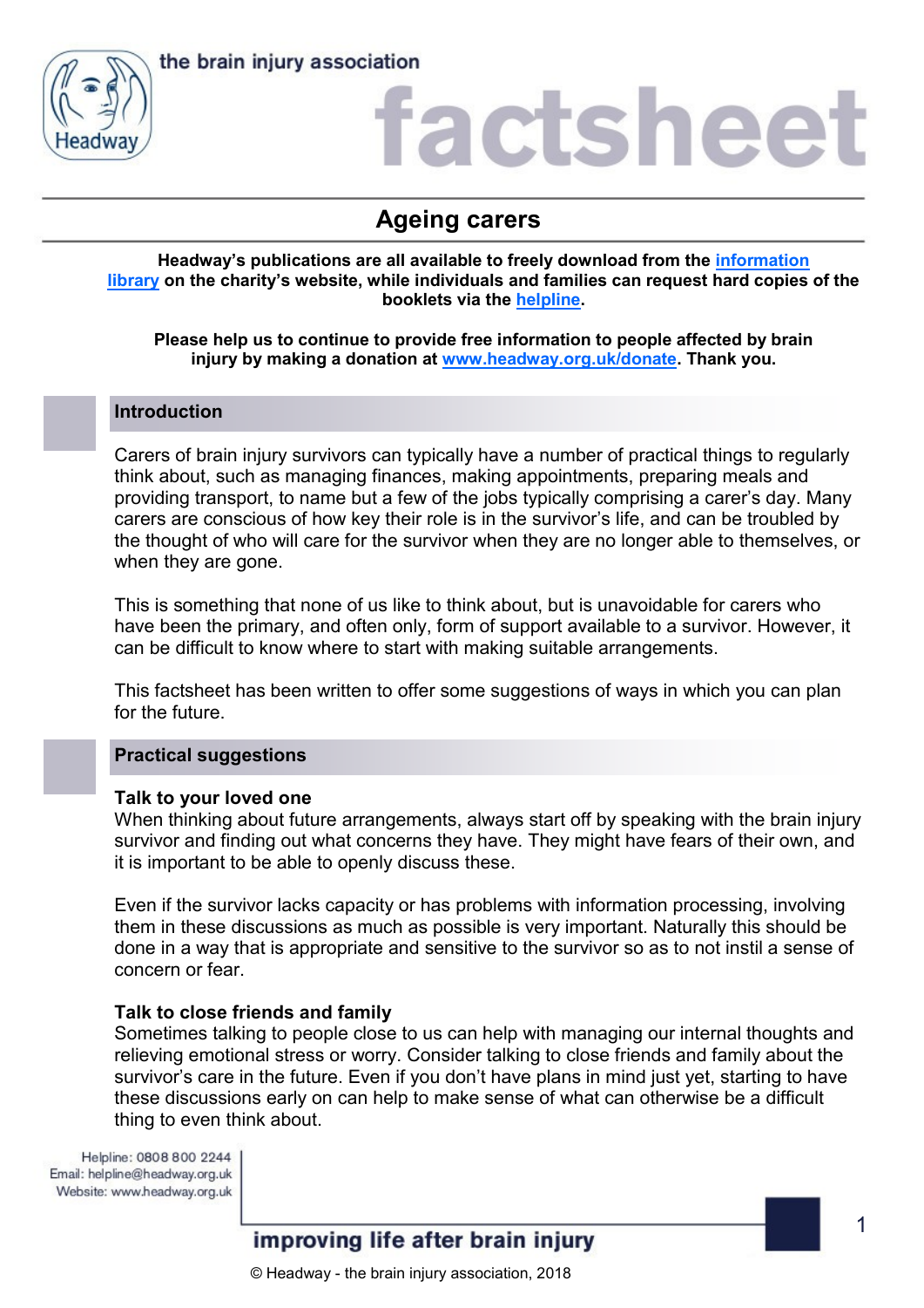the brain injury association

# factsheet

## Ageing carers

**Headway's publications are all available to freely download from the [information library](information library) on the charity's website, while individuals and families can request hard copies of the booklets via the [helpline](helpline).**

**Please help us to continue to provide free information to people affected by brain injury by making a donation at [www.headway.org.uk/donate](www.headway.org.uk/donate). Thank you.**

### Introduction

Carers of brain injury survivors can typically have a number of practical things to regularly think about, such as managing finances, making appointments, preparing meals and providing transport, to name but a few of the jobs typically comprising a carer's day. Many carers are conscious of how key their role is in the survivor's life, and can be troubled by the thought of who will care for the survivor when they are no longer able to themselves, or when they are gone.

This is something that none of us like to think about, but is unavoidable for carers who have been the primary, and often only, form of support available to a survivor. However, it can be difficult to know where to start with making suitable arrangements.

This factsheet has been written to offer some suggestions of ways in which you can plan for the future.

### Practical suggestions

**Talk to your loved one**

When thinking about future arrangements, always start off by speaking with the brain injury survivor and finding out what concerns they have. They might have fears of their own, and it is important to be able to openly discuss these.

Even if the survivor lacks capacity or has problems with information processing, involving them in these discussions as much as possible is very important. Naturally this should be done in a way that is appropriate and sensitive to the survivor so as to not instil a sense of concern or fear.

**Talk to close friends and family**

Sometimes talking to people close to us can help with managing our internal thoughts and relieving emotional stress or worry. Consider talking to close friends and family about the survivor's care in the future. Even if you don't have plans in mind just yet, starting to have these discussions early on can help to make sense of what can otherwise be a difficult thing to even think about.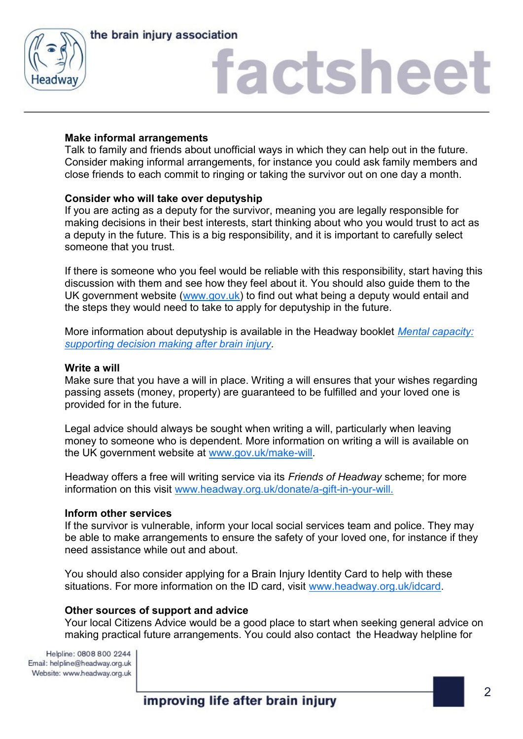### Make informal arrangements

Talk to family and friends about unofficial ways in which they can help out in the future. Consider making informal arrangements, for instance you could ask family members and close friends to each commit to ringing or taking the survivor out on one day a month.

### Consider who will take over deputyship

If you are acting as a deputy for the survivor, meaning you are legally responsible for making decisions in their best interests, start thinking about who you would trust to act as a deputy in the future. This is a big responsibility, and it is important to carefully select someone that you trust.

If there is someone who you feel would be reliable with this responsibility, start having this discussion with them and see how they feel about it. You should also guide them to the UK government website ([www.gov.uk](www.gov.uk)) to find out what being a deputy would entail and the steps they would need to take to apply for deputyship in the future.

More information about deputyship is available in the Headway booklet *[Mental capacity: supporting decision making after brain injury](#)*.

### Write a will

Make sure that you have a will in place. Writing a will ensures that your wishes regarding passing assets (money, property) are guaranteed to be fulfilled and your loved one is provided for in the future.

Legal advice should always be sought when writing a will, particularly when leaving money to someone who is dependent. More information on writing a will is available on the UK government website at [www.gov.uk/make-will](www.gov.uk/make-will).

Headway offers a free will writing service via its *Friends of Headway* scheme; for more information on this visit [www.headway.org.uk/donate/a-gift-in-your-will.](www.headway.org.uk/donate/a-gift-in-your-will)

### Inform other services

If the survivor is vulnerable, inform your local social services team and police. They may be able to make arrangements to ensure the safety of your loved one, for instance if they need assistance while out and about.

You should also consider applying for a Brain Injury Identity Card to help with these situations. For more information on the ID card, visit [www.headway.org.uk/idcard](www.headway.org.uk/idcard).

### Other sources of support and advice

Your local Citizens Advice would be a good place to start when seeking general advice on making practical future arrangements. You could also contact the Headway helpline for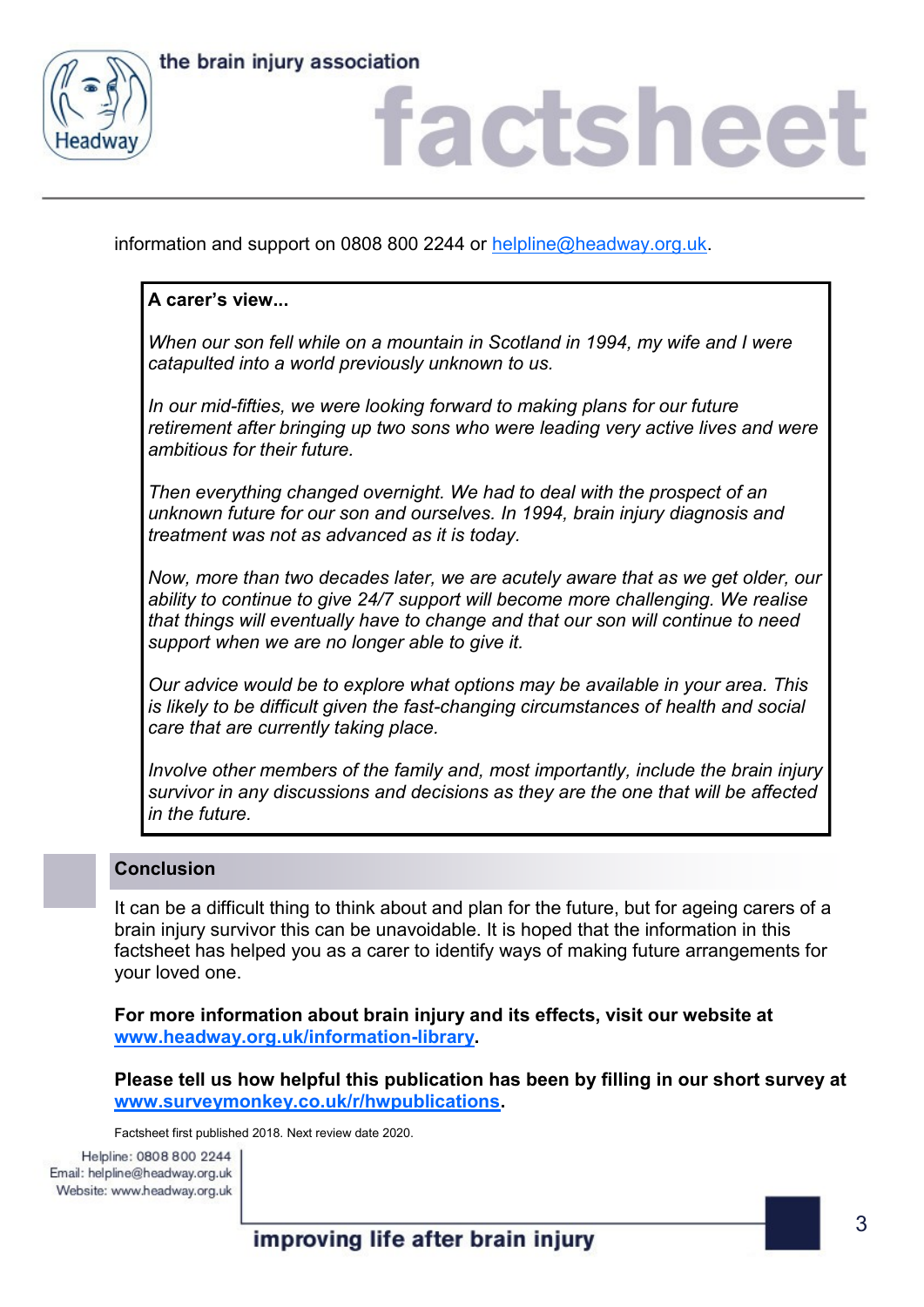information and support on 0808 800 2244 or helpline@headway.org.uk.

**A carer's view...**

*When our son fell while on a mountain in Scotland in 1994, my wife and I were catapulted into a world previously unknown to us.*

*In our mid-fifties, we were looking forward to making plans for our future retirement after bringing up two sons who were leading very active lives and were ambitious for their future.*

*Then everything changed overnight. We had to deal with the prospect of an unknown future for our son and ourselves. In 1994, brain injury diagnosis and treatment was not as advanced as it is today.*

*Now, more than two decades later, we are acutely aware that as we get older, our ability to continue to give 24/7 support will become more challenging. We realise that things will eventually have to change and that our son will continue to need support when we are no longer able to give it.*

*Our advice would be to explore what options may be available in your area. This is likely to be difficult given the fast-changing circumstances of health and social care that are currently taking place.*

*Involve other members of the family and, most importantly, include the brain injury survivor in any discussions and decisions as they are the one that will be affected in the future.*

## Conclusion

It can be a difficult thing to think about and plan for the future, but for ageing carers of a brain injury survivor this can be unavoidable. It is hoped that the information in this factsheet has helped you as a carer to identify ways of making future arrangements for your loved one.

**For more information about brain injury and its effects, visit our website at www.headway.org.uk/information-library.**

**Please tell us how helpful this publication has been by filling in our short survey at www.surveymonkey.co.uk/r/hwpublications.**

Factsheet first published 2018. Next review date 2020.